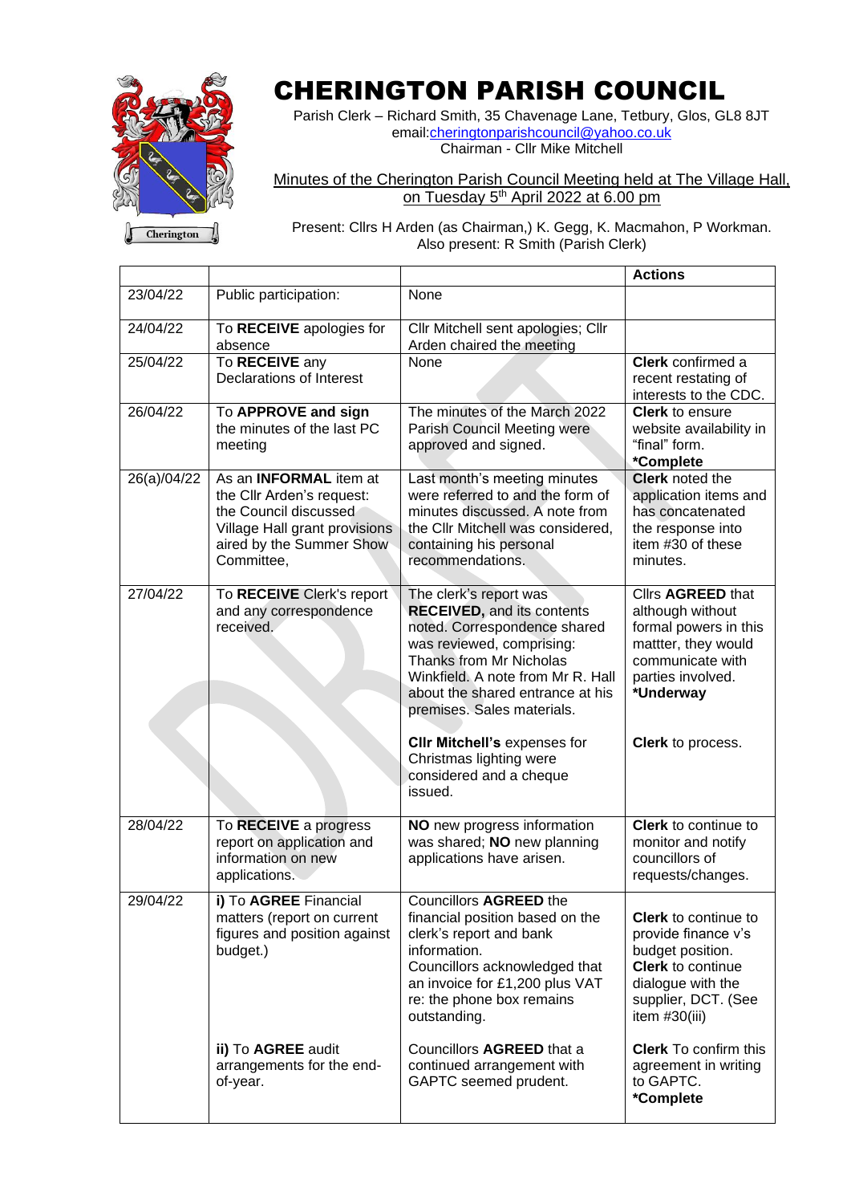# CHERINGTON PARISH COUNCIL

Parish Clerk – Richard Smith, 35 Chavenage Lane, Tetbury, Glos, GL8 8JT
email:cheringtonparishcouncil@yahoo.co.uk
Chairman - Cllr Mike Mitchell

Minutes of the Cherington Parish Council Meeting held at The Village Hall, on Tuesday 5th April 2022 at 6.00 pm

Present: Cllrs H Arden (as Chairman,) K. Gegg, K. Macmahon, P Workman.
Also present: R Smith (Parish Clerk)

| | | | **Actions** |
|---|---|---|---|
| 23/04/22 | Public participation: | None | |
| 24/04/22 | To **RECEIVE** apologies for absence | Cllr Mitchell sent apologies; Cllr Arden chaired the meeting | |
| 25/04/22 | To **RECEIVE** any Declarations of Interest | None | **Clerk** confirmed a recent restating of interests to the CDC. |
| 26/04/22 | To **APPROVE and sign** the minutes of the last PC meeting | The minutes of the March 2022 Parish Council Meeting were approved and signed. | **Clerk** to ensure website availability in "final" form. **\*Complete** |
| 26(a)/04/22 | As an **INFORMAL** item at the Cllr Arden's request: the Council discussed Village Hall grant provisions aired by the Summer Show Committee, | Last month's meeting minutes were referred to and the form of minutes discussed. A note from the Cllr Mitchell was considered, containing his personal recommendations. | **Clerk** noted the application items and has concatenated the response into item #30 of these minutes. |
| 27/04/22 | To **RECEIVE** Clerk's report and any correspondence received. | The clerk's report was **RECEIVED,** and its contents noted. Correspondence shared was reviewed, comprising: Thanks from Mr Nicholas Winkfield. A note from Mr R. Hall about the shared entrance at his premises. Sales materials.<br><br>**Cllr Mitchell's** expenses for Christmas lighting were considered and a cheque issued. | Cllrs **AGREED** that although without formal powers in this mattter, they would communicate with parties involved. **\*Underway**<br><br>**Clerk** to process. |
| 28/04/22 | To **RECEIVE** a progress report on application and information on new applications. | **NO** new progress information was shared; **NO** new planning applications have arisen. | **Clerk** to continue to monitor and notify councillors of requests/changes. |
| 29/04/22 | **i)** To **AGREE** Financial matters (report on current figures and position against budget.)<br><br>**ii)** To **AGREE** audit arrangements for the end-of-year. | Councillors **AGREED** the financial position based on the clerk's report and bank information. Councillors acknowledged that an invoice for £1,200 plus VAT re: the phone box remains outstanding.<br><br>Councillors **AGREED** that a continued arrangement with GAPTC seemed prudent. | **Clerk** to continue to provide finance v's budget position. **Clerk** to continue dialogue with the supplier, DCT. (See item #30(iii)<br><br>**Clerk** To confirm this agreement in writing to GAPTC. **\*Complete** |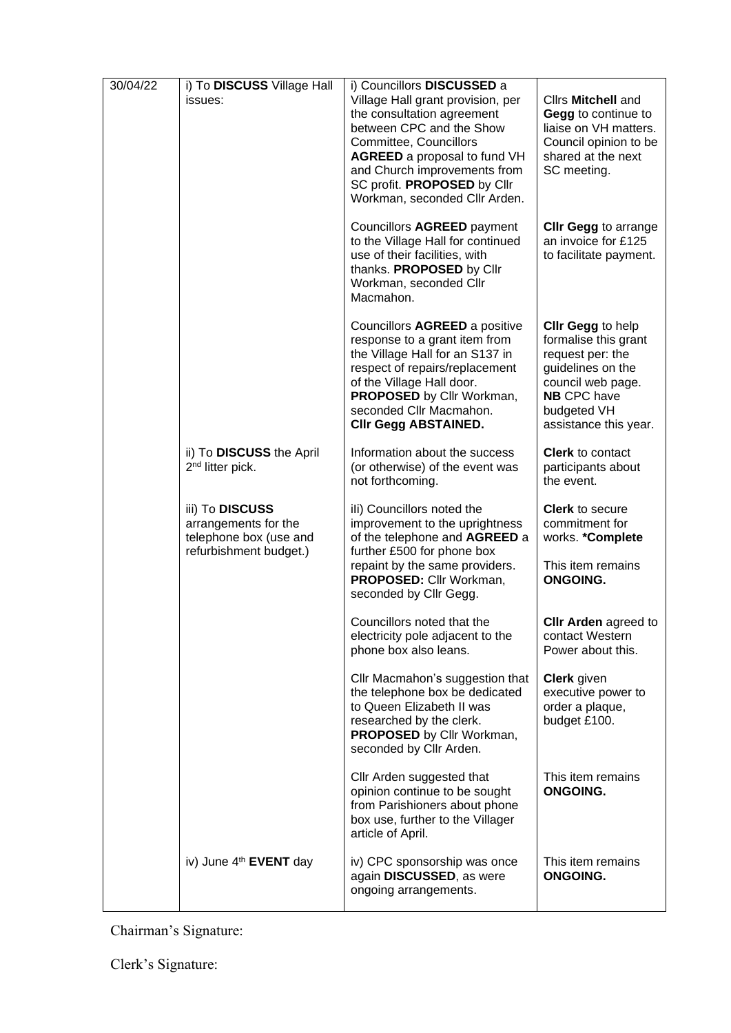| | | | |
|---|---|---|---|
| 30/04/22 | i) To **DISCUSS** Village Hall issues: | i) Councillors **DISCUSSED** a Village Hall grant provision, per the consultation agreement between CPC and the Show Committee, Councillors **AGREED** a proposal to fund VH and Church improvements from SC profit. **PROPOSED** by Cllr Workman, seconded Cllr Arden. | Cllrs **Mitchell** and **Gegg** to continue to liaise on VH matters. Council opinion to be shared at the next SC meeting. |
| | | Councillors **AGREED** payment to the Village Hall for continued use of their facilities, with thanks. **PROPOSED** by Cllr Workman, seconded Cllr Macmahon. | **Cllr Gegg** to arrange an invoice for £125 to facilitate payment. |
| | | Councillors **AGREED** a positive response to a grant item from the Village Hall for an S137 in respect of repairs/replacement of the Village Hall door. **PROPOSED** by Cllr Workman, seconded Cllr Macmahon. **Cllr Gegg ABSTAINED.** | **Cllr Gegg** to help formalise this grant request per: the guidelines on the council web page. **NB** CPC have budgeted VH assistance this year. |
| | ii) To **DISCUSS** the April 2nd litter pick. | Information about the success (or otherwise) of the event was not forthcoming. | **Clerk** to contact participants about the event. |
| | iii) To **DISCUSS** arrangements for the telephone box (use and refurbishment budget.) | iIi) Councillors noted the improvement to the uprightness of the telephone and **AGREED** a further £500 for phone box repaint by the same providers. **PROPOSED:** Cllr Workman, seconded by Cllr Gegg. | **Clerk** to secure commitment for works. ***Complete**<br><br>This item remains **ONGOING.** |
| | | Councillors noted that the electricity pole adjacent to the phone box also leans. | **Cllr Arden** agreed to contact Western Power about this. |
| | | Cllr Macmahon's suggestion that the telephone box be dedicated to Queen Elizabeth II was researched by the clerk. **PROPOSED** by Cllr Workman, seconded by Cllr Arden. | **Clerk** given executive power to order a plaque, budget £100. |
| | | Cllr Arden suggested that opinion continue to be sought from Parishioners about phone box use, further to the Villager article of April. | This item remains **ONGOING.** |
| | iv) June 4th **EVENT** day | iv) CPC sponsorship was once again **DISCUSSED**, as were ongoing arrangements. | This item remains **ONGOING.** |

Chairman's Signature:

Clerk's Signature: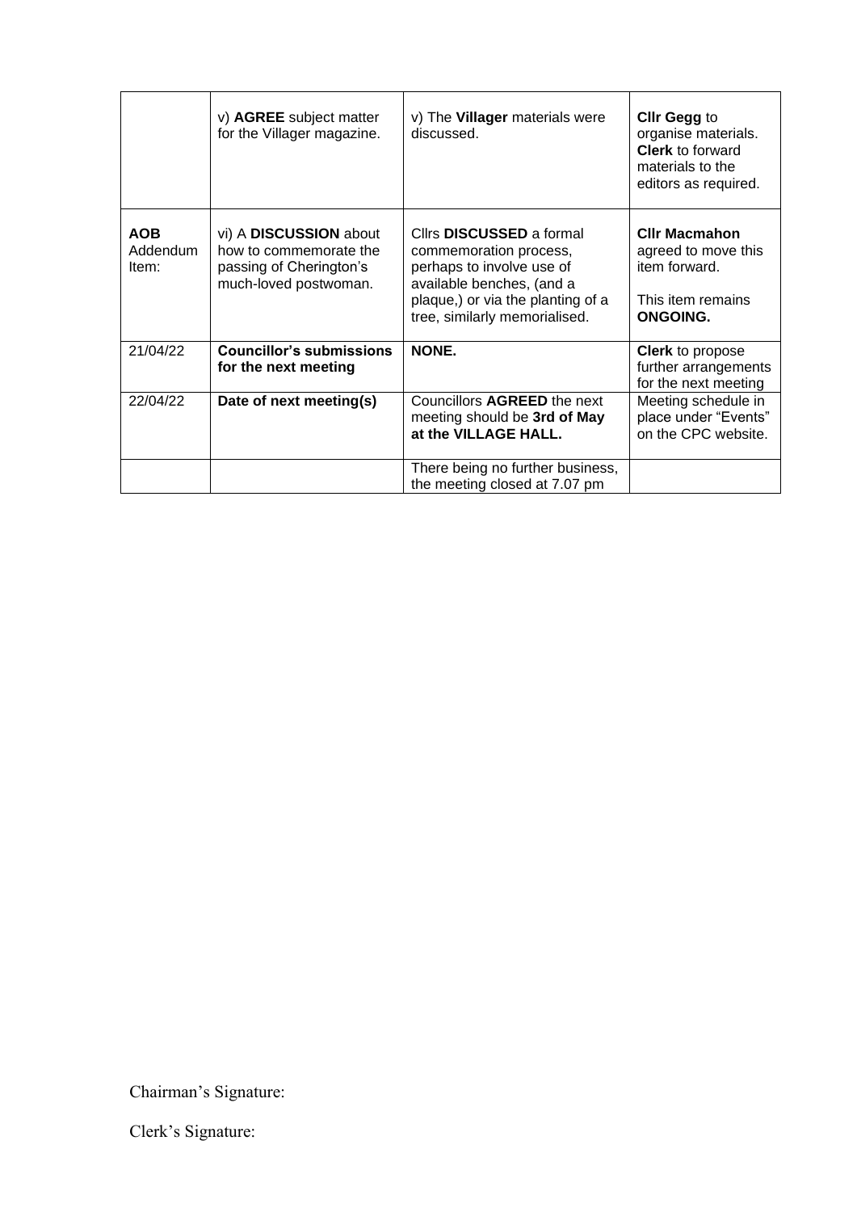| | | | |
|---|---|---|---|
| | v) **AGREE** subject matter for the Villager magazine. | v) The **Villager** materials were discussed. | **Cllr Gegg** to organise materials. **Clerk** to forward materials to the editors as required. |
| **AOB** Addendum Item: | vi) A **DISCUSSION** about how to commemorate the passing of Cherington's much-loved postwoman. | Cllrs **DISCUSSED** a formal commemoration process, perhaps to involve use of available benches, (and a plaque,) or via the planting of a tree, similarly memorialised. | **Cllr Macmahon** agreed to move this item forward.<br><br>This item remains **ONGOING.** |
| 21/04/22 | **Councillor's submissions for the next meeting** | **NONE.** | **Clerk** to propose further arrangements for the next meeting |
| 22/04/22 | **Date of next meeting(s)** | Councillors **AGREED** the next meeting should be **3rd of May at the VILLAGE HALL.** | Meeting schedule in place under "Events" on the CPC website. |
| | | There being no further business, the meeting closed at 7.07 pm | |

Chairman's Signature:

Clerk's Signature: